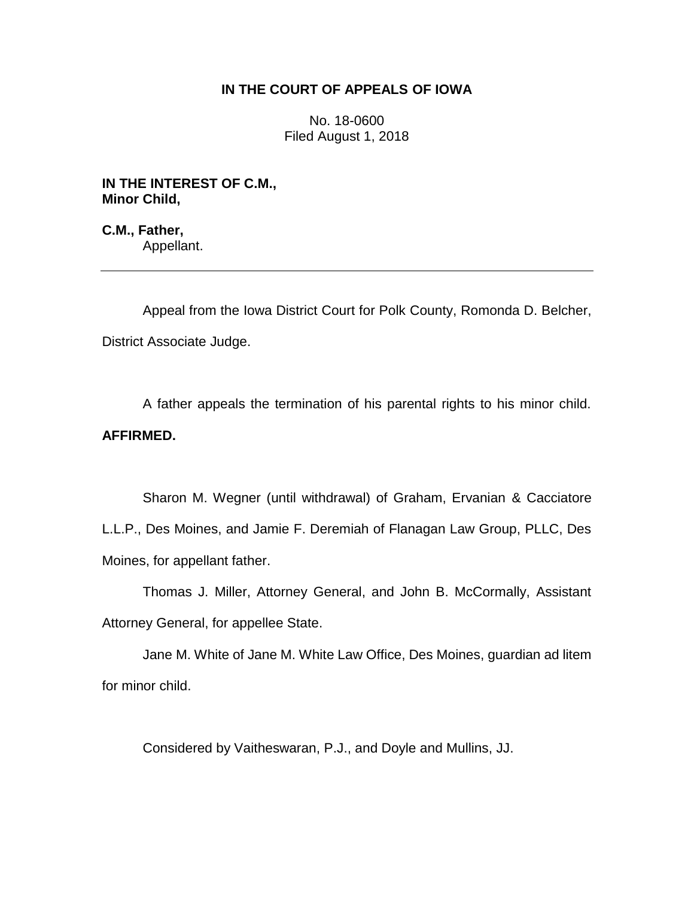**IN THE COURT OF APPEALS OF IOWA**

No. 18-0600
Filed August 1, 2018

**IN THE INTEREST OF C.M.,
Minor Child,**

**C.M., Father,**
Appellant.

---

Appeal from the Iowa District Court for Polk County, Romonda D. Belcher, District Associate Judge.

A father appeals the termination of his parental rights to his minor child. **AFFIRMED.**

Sharon M. Wegner (until withdrawal) of Graham, Ervanian & Cacciatore L.L.P., Des Moines, and Jamie F. Deremiah of Flanagan Law Group, PLLC, Des Moines, for appellant father.

Thomas J. Miller, Attorney General, and John B. McCormally, Assistant Attorney General, for appellee State.

Jane M. White of Jane M. White Law Office, Des Moines, guardian ad litem for minor child.

Considered by Vaitheswaran, P.J., and Doyle and Mullins, JJ.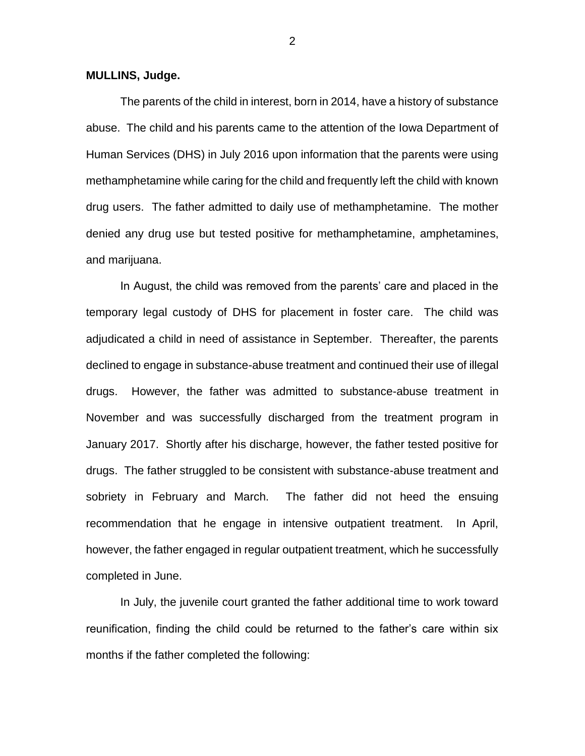**MULLINS, Judge.**

The parents of the child in interest, born in 2014, have a history of substance abuse. The child and his parents came to the attention of the Iowa Department of Human Services (DHS) in July 2016 upon information that the parents were using methamphetamine while caring for the child and frequently left the child with known drug users. The father admitted to daily use of methamphetamine. The mother denied any drug use but tested positive for methamphetamine, amphetamines, and marijuana.

In August, the child was removed from the parents' care and placed in the temporary legal custody of DHS for placement in foster care. The child was adjudicated a child in need of assistance in September. Thereafter, the parents declined to engage in substance-abuse treatment and continued their use of illegal drugs. However, the father was admitted to substance-abuse treatment in November and was successfully discharged from the treatment program in January 2017. Shortly after his discharge, however, the father tested positive for drugs. The father struggled to be consistent with substance-abuse treatment and sobriety in February and March. The father did not heed the ensuing recommendation that he engage in intensive outpatient treatment. In April, however, the father engaged in regular outpatient treatment, which he successfully completed in June.

In July, the juvenile court granted the father additional time to work toward reunification, finding the child could be returned to the father's care within six months if the father completed the following: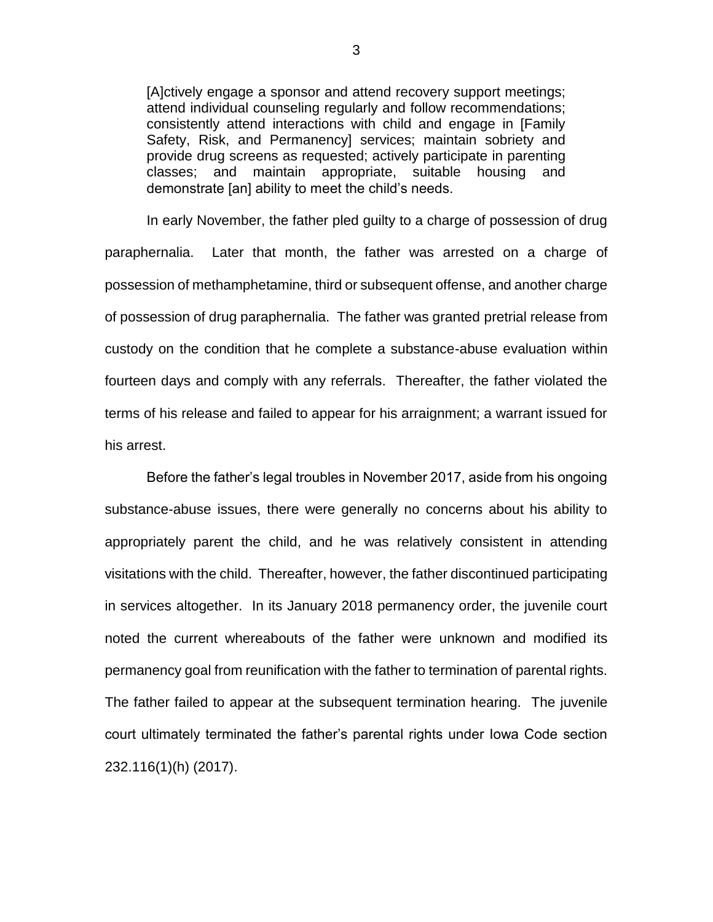> [A]ctively engage a sponsor and attend recovery support meetings; attend individual counseling regularly and follow recommendations; consistently attend interactions with child and engage in [Family Safety, Risk, and Permanency] services; maintain sobriety and provide drug screens as requested; actively participate in parenting classes; and maintain appropriate, suitable housing and demonstrate [an] ability to meet the child's needs.

In early November, the father pled guilty to a charge of possession of drug paraphernalia. Later that month, the father was arrested on a charge of possession of methamphetamine, third or subsequent offense, and another charge of possession of drug paraphernalia. The father was granted pretrial release from custody on the condition that he complete a substance-abuse evaluation within fourteen days and comply with any referrals. Thereafter, the father violated the terms of his release and failed to appear for his arraignment; a warrant issued for his arrest.

Before the father's legal troubles in November 2017, aside from his ongoing substance-abuse issues, there were generally no concerns about his ability to appropriately parent the child, and he was relatively consistent in attending visitations with the child. Thereafter, however, the father discontinued participating in services altogether. In its January 2018 permanency order, the juvenile court noted the current whereabouts of the father were unknown and modified its permanency goal from reunification with the father to termination of parental rights. The father failed to appear at the subsequent termination hearing. The juvenile court ultimately terminated the father's parental rights under Iowa Code section 232.116(1)(h) (2017).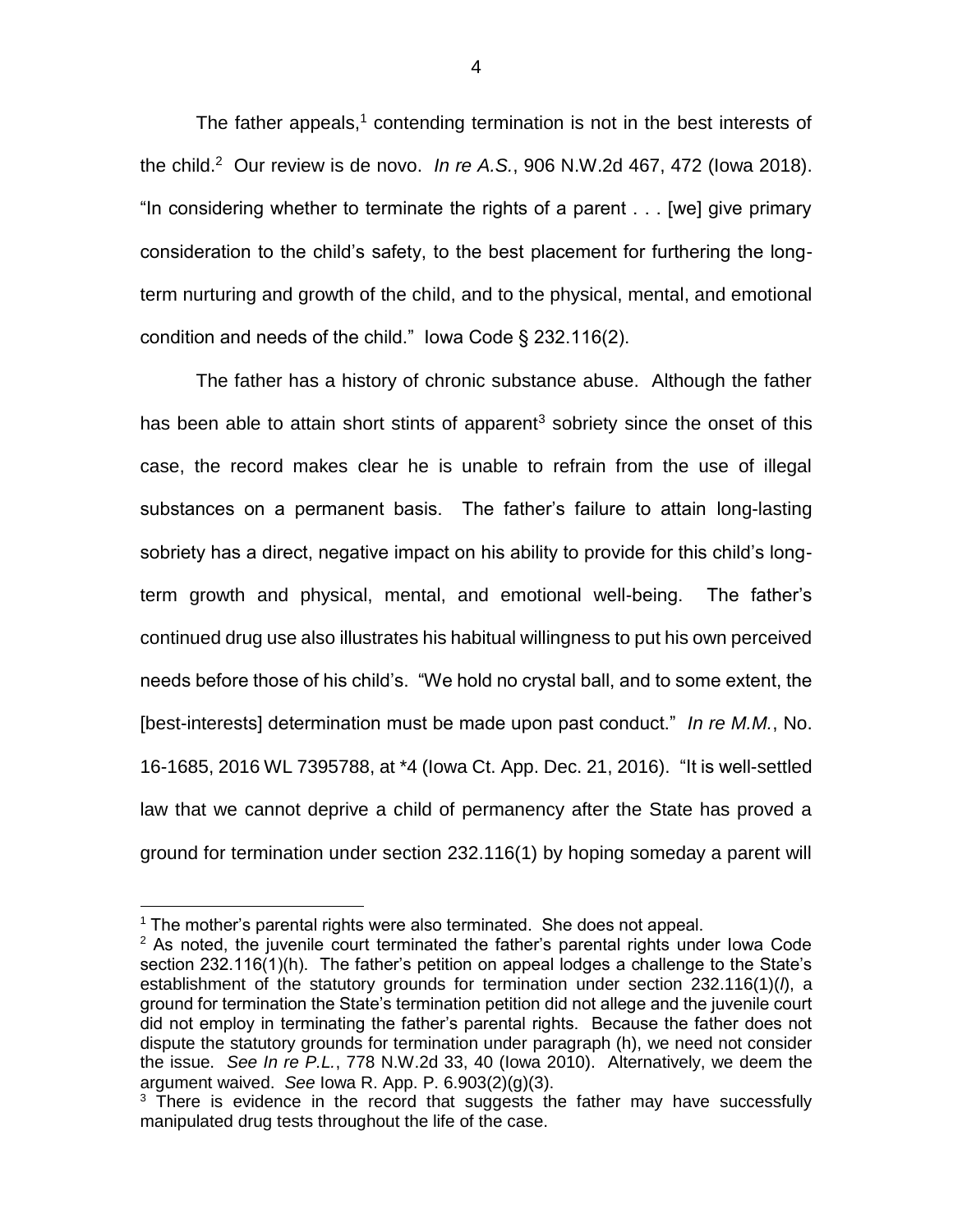The father appeals,[1] contending termination is not in the best interests of the child.[2] Our review is de novo. *In re A.S.*, 906 N.W.2d 467, 472 (Iowa 2018). "In considering whether to terminate the rights of a parent . . . [we] give primary consideration to the child's safety, to the best placement for furthering the long-term nurturing and growth of the child, and to the physical, mental, and emotional condition and needs of the child." Iowa Code § 232.116(2).

The father has a history of chronic substance abuse. Although the father has been able to attain short stints of apparent[3] sobriety since the onset of this case, the record makes clear he is unable to refrain from the use of illegal substances on a permanent basis. The father's failure to attain long-lasting sobriety has a direct, negative impact on his ability to provide for this child's long-term growth and physical, mental, and emotional well-being. The father's continued drug use also illustrates his habitual willingness to put his own perceived needs before those of his child's. "We hold no crystal ball, and to some extent, the [best-interests] determination must be made upon past conduct." *In re M.M.*, No. 16-1685, 2016 WL 7395788, at *4 (Iowa Ct. App. Dec. 21, 2016). "It is well-settled law that we cannot deprive a child of permanency after the State has proved a ground for termination under section 232.116(1) by hoping someday a parent will

---

[1] The mother's parental rights were also terminated. She does not appeal.

[2] As noted, the juvenile court terminated the father's parental rights under Iowa Code section 232.116(1)(h). The father's petition on appeal lodges a challenge to the State's establishment of the statutory grounds for termination under section 232.116(1)(*l*), a ground for termination the State's termination petition did not allege and the juvenile court did not employ in terminating the father's parental rights. Because the father does not dispute the statutory grounds for termination under paragraph (h), we need not consider the issue. *See In re P.L.*, 778 N.W.2d 33, 40 (Iowa 2010). Alternatively, we deem the argument waived. *See* Iowa R. App. P. 6.903(2)(g)(3).

[3] There is evidence in the record that suggests the father may have successfully manipulated drug tests throughout the life of the case.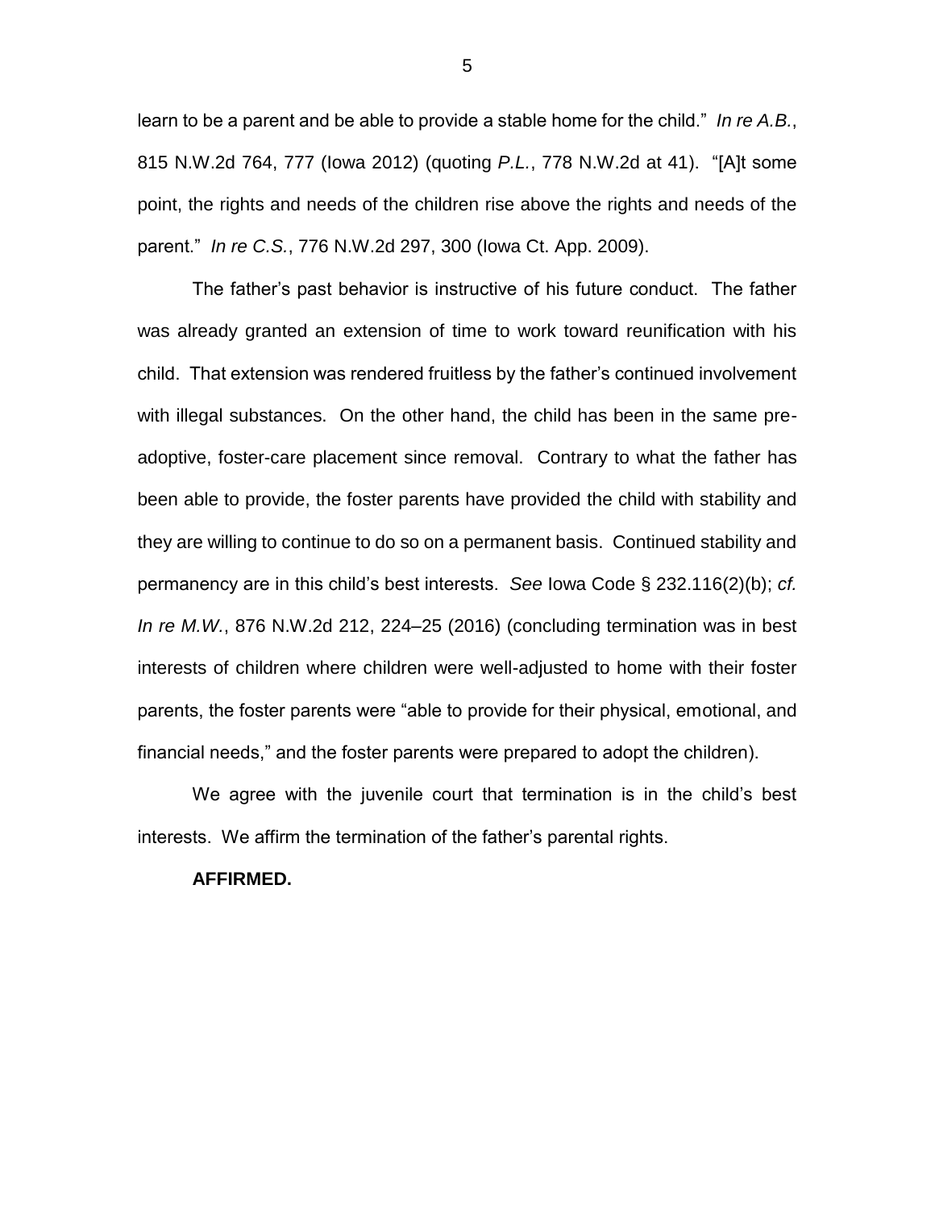learn to be a parent and be able to provide a stable home for the child." *In re A.B.*, 815 N.W.2d 764, 777 (Iowa 2012) (quoting *P.L.*, 778 N.W.2d at 41). "[A]t some point, the rights and needs of the children rise above the rights and needs of the parent." *In re C.S.*, 776 N.W.2d 297, 300 (Iowa Ct. App. 2009).

The father's past behavior is instructive of his future conduct. The father was already granted an extension of time to work toward reunification with his child. That extension was rendered fruitless by the father's continued involvement with illegal substances. On the other hand, the child has been in the same pre-adoptive, foster-care placement since removal. Contrary to what the father has been able to provide, the foster parents have provided the child with stability and they are willing to continue to do so on a permanent basis. Continued stability and permanency are in this child's best interests. *See* Iowa Code § 232.116(2)(b); *cf. In re M.W.*, 876 N.W.2d 212, 224–25 (2016) (concluding termination was in best interests of children where children were well-adjusted to home with their foster parents, the foster parents were "able to provide for their physical, emotional, and financial needs," and the foster parents were prepared to adopt the children).

We agree with the juvenile court that termination is in the child's best interests. We affirm the termination of the father's parental rights.

**AFFIRMED.**